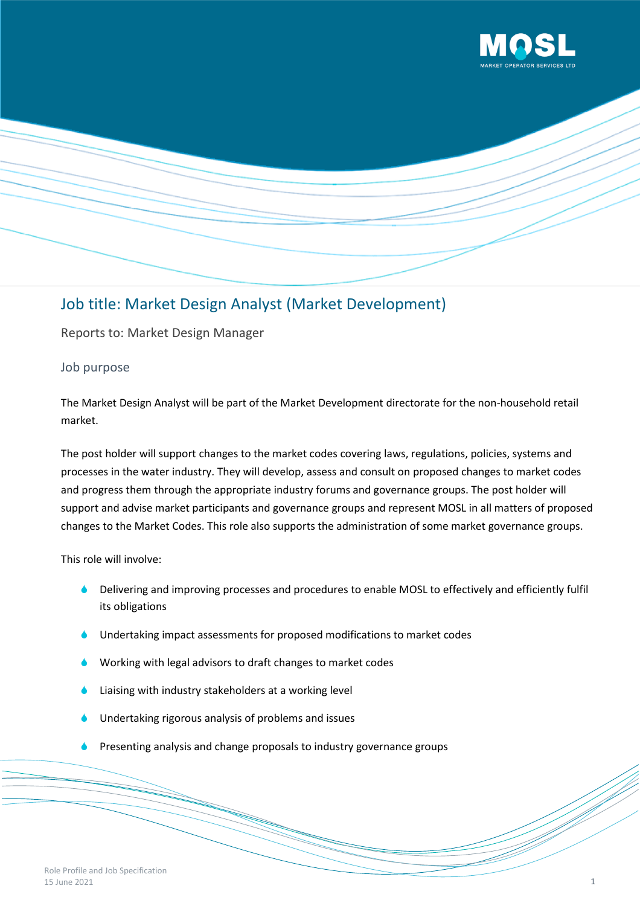# Job title: Market Design Analyst (Market Development)

Reports to: Market Design Manager

## Job purpose

The Market Design Analyst will be part of the Market Development directorate for the non-household retail market.

The post holder will support changes to the market codes covering laws, regulations, policies, systems and processes in the water industry. They will develop, assess and consult on proposed changes to market codes and progress them through the appropriate industry forums and governance groups. The post holder will support and advise market participants and governance groups and represent MOSL in all matters of proposed changes to the Market Codes. This role also supports the administration of some market governance groups.

This role will involve:

- Delivering and improving processes and procedures to enable MOSL to effectively and efficiently fulfil its obligations
- Undertaking impact assessments for proposed modifications to market codes
- Working with legal advisors to draft changes to market codes
- Liaising with industry stakeholders at a working level
- Undertaking rigorous analysis of problems and issues
- Presenting analysis and change proposals to industry governance groups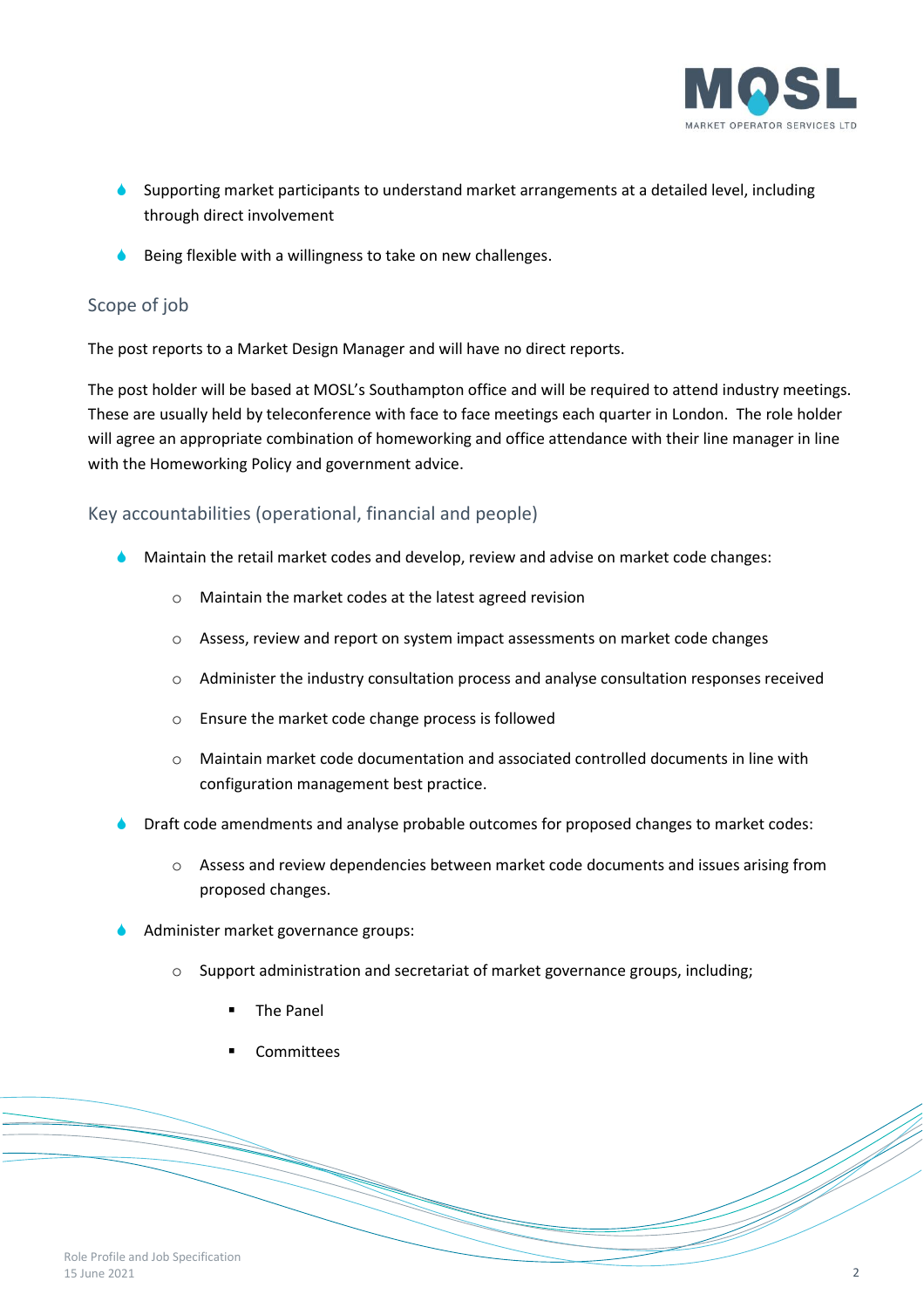- Supporting market participants to understand market arrangements at a detailed level, including through direct involvement
- Being flexible with a willingness to take on new challenges.

## Scope of job

The post reports to a Market Design Manager and will have no direct reports.

The post holder will be based at MOSL's Southampton office and will be required to attend industry meetings. These are usually held by teleconference with face to face meetings each quarter in London. The role holder will agree an appropriate combination of homeworking and office attendance with their line manager in line with the Homeworking Policy and government advice.

## Key accountabilities (operational, financial and people)

- Maintain the retail market codes and develop, review and advise on market code changes:
  - Maintain the market codes at the latest agreed revision
  - Assess, review and report on system impact assessments on market code changes
  - Administer the industry consultation process and analyse consultation responses received
  - Ensure the market code change process is followed
  - Maintain market code documentation and associated controlled documents in line with configuration management best practice.
- Draft code amendments and analyse probable outcomes for proposed changes to market codes:
  - Assess and review dependencies between market code documents and issues arising from proposed changes.
- Administer market governance groups:
  - Support administration and secretariat of market governance groups, including;
    - The Panel
    - Committees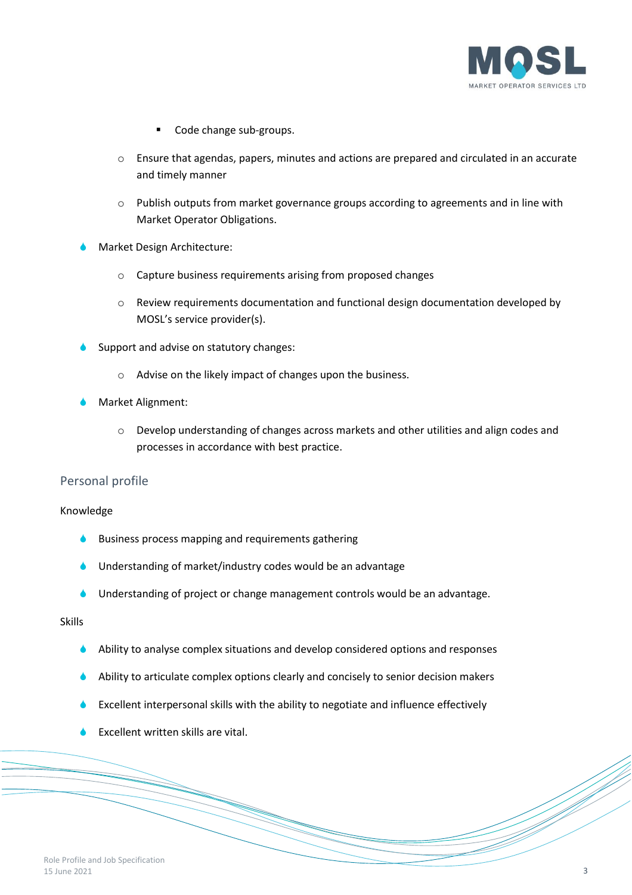- Code change sub-groups.
    - Ensure that agendas, papers, minutes and actions are prepared and circulated in an accurate and timely manner
    - Publish outputs from market governance groups according to agreements and in line with Market Operator Obligations.
- Market Design Architecture:
    - Capture business requirements arising from proposed changes
    - Review requirements documentation and functional design documentation developed by MOSL's service provider(s).
- Support and advise on statutory changes:
    - Advise on the likely impact of changes upon the business.
- Market Alignment:
    - Develop understanding of changes across markets and other utilities and align codes and processes in accordance with best practice.

## Personal profile

Knowledge

- Business process mapping and requirements gathering
- Understanding of market/industry codes would be an advantage
- Understanding of project or change management controls would be an advantage.

Skills

- Ability to analyse complex situations and develop considered options and responses
- Ability to articulate complex options clearly and concisely to senior decision makers
- Excellent interpersonal skills with the ability to negotiate and influence effectively
- Excellent written skills are vital.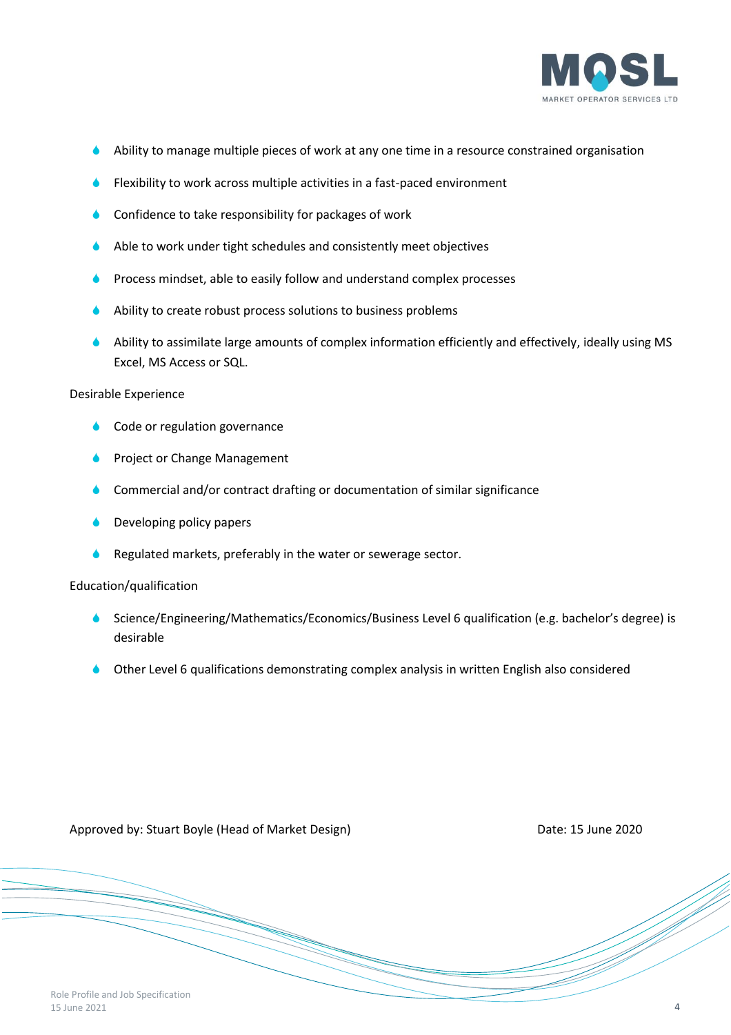- Ability to manage multiple pieces of work at any one time in a resource constrained organisation
- Flexibility to work across multiple activities in a fast-paced environment
- Confidence to take responsibility for packages of work
- Able to work under tight schedules and consistently meet objectives
- Process mindset, able to easily follow and understand complex processes
- Ability to create robust process solutions to business problems
- Ability to assimilate large amounts of complex information efficiently and effectively, ideally using MS Excel, MS Access or SQL.

Desirable Experience

- Code or regulation governance
- Project or Change Management
- Commercial and/or contract drafting or documentation of similar significance
- Developing policy papers
- Regulated markets, preferably in the water or sewerage sector.

Education/qualification

- Science/Engineering/Mathematics/Economics/Business Level 6 qualification (e.g. bachelor's degree) is desirable
- Other Level 6 qualifications demonstrating complex analysis in written English also considered

Approved by: Stuart Boyle (Head of Market Design) Date: 15 June 2020